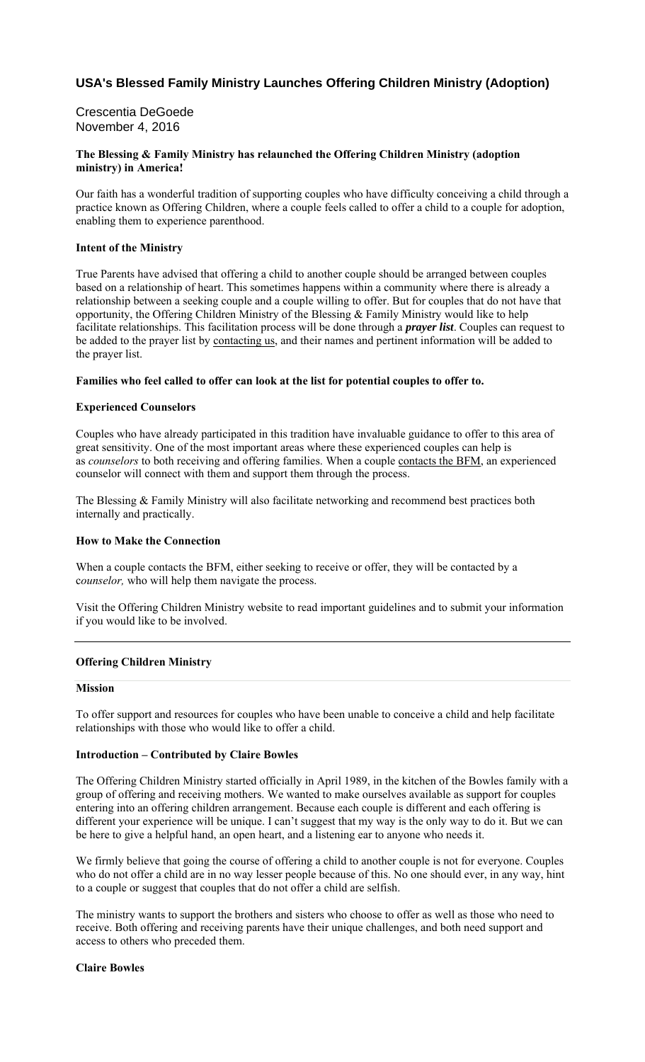# USA's Blessed Family Ministry Launches Offering Children Ministry (Adoption)

Crescentia DeGoede
November 4, 2016

**The Blessing & Family Ministry has relaunched the Offering Children Ministry (adoption ministry) in America!**

Our faith has a wonderful tradition of supporting couples who have difficulty conceiving a child through a practice known as Offering Children, where a couple feels called to offer a child to a couple for adoption, enabling them to experience parenthood.

**Intent of the Ministry**

True Parents have advised that offering a child to another couple should be arranged between couples based on a relationship of heart. This sometimes happens within a community where there is already a relationship between a seeking couple and a couple willing to offer. But for couples that do not have that opportunity, the Offering Children Ministry of the Blessing & Family Ministry would like to help facilitate relationships. This facilitation process will be done through a ***prayer list***. Couples can request to be added to the prayer list by contacting us, and their names and pertinent information will be added to the prayer list.

**Families who feel called to offer can look at the list for potential couples to offer to.**

**Experienced Counselors**

Couples who have already participated in this tradition have invaluable guidance to offer to this area of great sensitivity. One of the most important areas where these experienced couples can help is as *counselors* to both receiving and offering families. When a couple contacts the BFM, an experienced counselor will connect with them and support them through the process.

The Blessing & Family Ministry will also facilitate networking and recommend best practices both internally and practically.

**How to Make the Connection**

When a couple contacts the BFM, either seeking to receive or offer, they will be contacted by a c*ounselor,* who will help them navigate the process.

Visit the Offering Children Ministry website to read important guidelines and to submit your information if you would like to be involved.

---

**Offering Children Ministry**

**Mission**

To offer support and resources for couples who have been unable to conceive a child and help facilitate relationships with those who would like to offer a child.

**Introduction – Contributed by Claire Bowles**

The Offering Children Ministry started officially in April 1989, in the kitchen of the Bowles family with a group of offering and receiving mothers. We wanted to make ourselves available as support for couples entering into an offering children arrangement. Because each couple is different and each offering is different your experience will be unique. I can't suggest that my way is the only way to do it. But we can be here to give a helpful hand, an open heart, and a listening ear to anyone who needs it.

We firmly believe that going the course of offering a child to another couple is not for everyone. Couples who do not offer a child are in no way lesser people because of this. No one should ever, in any way, hint to a couple or suggest that couples that do not offer a child are selfish.

The ministry wants to support the brothers and sisters who choose to offer as well as those who need to receive. Both offering and receiving parents have their unique challenges, and both need support and access to others who preceded them.

**Claire Bowles**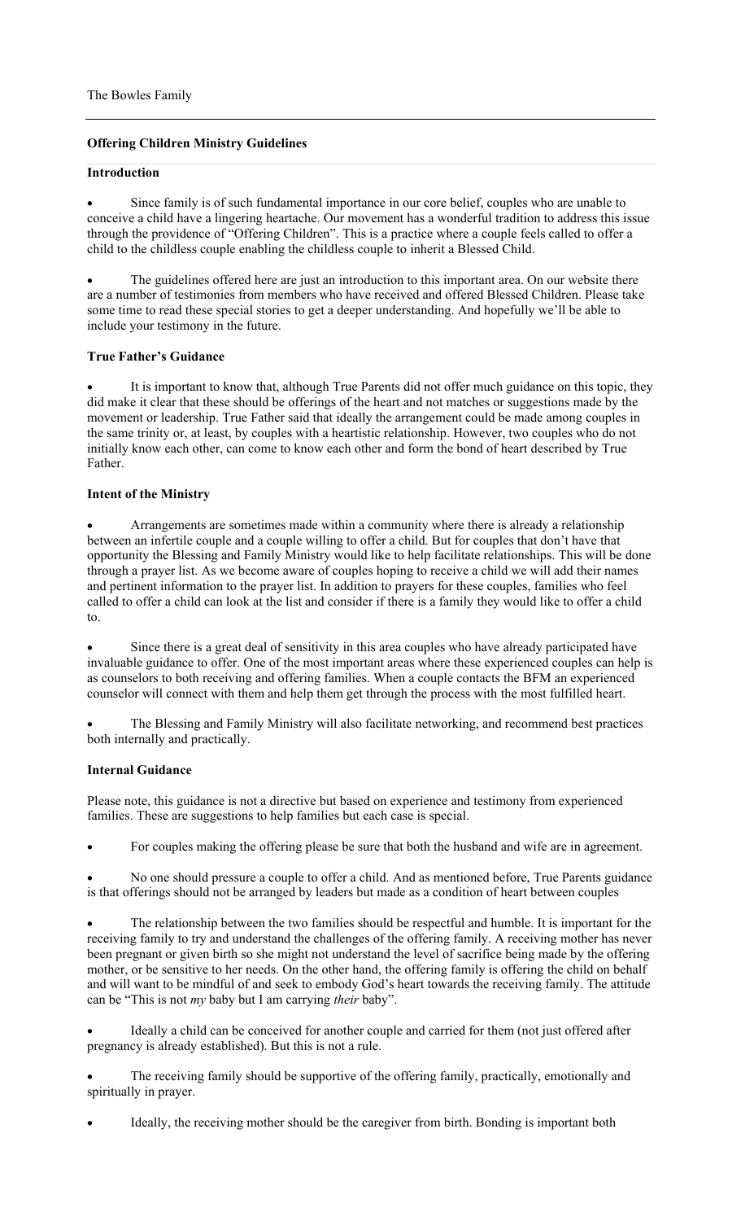**Offering Children Ministry Guidelines**

**Introduction**

- Since family is of such fundamental importance in our core belief, couples who are unable to conceive a child have a lingering heartache. Our movement has a wonderful tradition to address this issue through the providence of "Offering Children". This is a practice where a couple feels called to offer a child to the childless couple enabling the childless couple to inherit a Blessed Child.

- The guidelines offered here are just an introduction to this important area. On our website there are a number of testimonies from members who have received and offered Blessed Children. Please take some time to read these special stories to get a deeper understanding. And hopefully we'll be able to include your testimony in the future.

**True Father's Guidance**

- It is important to know that, although True Parents did not offer much guidance on this topic, they did make it clear that these should be offerings of the heart and not matches or suggestions made by the movement or leadership. True Father said that ideally the arrangement could be made among couples in the same trinity or, at least, by couples with a heartistic relationship. However, two couples who do not initially know each other, can come to know each other and form the bond of heart described by True Father.

**Intent of the Ministry**

- Arrangements are sometimes made within a community where there is already a relationship between an infertile couple and a couple willing to offer a child. But for couples that don't have that opportunity the Blessing and Family Ministry would like to help facilitate relationships. This will be done through a prayer list. As we become aware of couples hoping to receive a child we will add their names and pertinent information to the prayer list. In addition to prayers for these couples, families who feel called to offer a child can look at the list and consider if there is a family they would like to offer a child to.

- Since there is a great deal of sensitivity in this area couples who have already participated have invaluable guidance to offer. One of the most important areas where these experienced couples can help is as counselors to both receiving and offering families. When a couple contacts the BFM an experienced counselor will connect with them and help them get through the process with the most fulfilled heart.

- The Blessing and Family Ministry will also facilitate networking, and recommend best practices both internally and practically.

**Internal Guidance**

Please note, this guidance is not a directive but based on experience and testimony from experienced families. These are suggestions to help families but each case is special.

- For couples making the offering please be sure that both the husband and wife are in agreement.

- No one should pressure a couple to offer a child. And as mentioned before, True Parents guidance is that offerings should not be arranged by leaders but made as a condition of heart between couples

- The relationship between the two families should be respectful and humble. It is important for the receiving family to try and understand the challenges of the offering family. A receiving mother has never been pregnant or given birth so she might not understand the level of sacrifice being made by the offering mother, or be sensitive to her needs. On the other hand, the offering family is offering the child on behalf and will want to be mindful of and seek to embody God's heart towards the receiving family. The attitude can be "This is not *my* baby but I am carrying *their* baby".

- Ideally a child can be conceived for another couple and carried for them (not just offered after pregnancy is already established). But this is not a rule.

- The receiving family should be supportive of the offering family, practically, emotionally and spiritually in prayer.

- Ideally, the receiving mother should be the caregiver from birth. Bonding is important both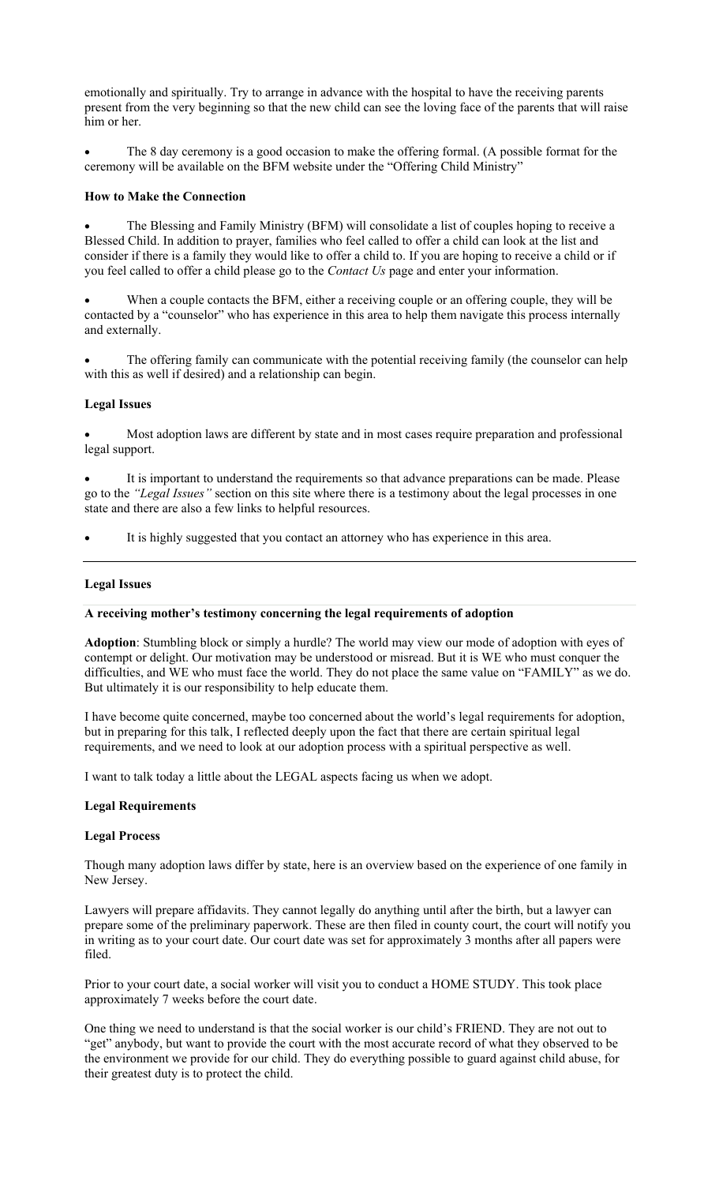emotionally and spiritually. Try to arrange in advance with the hospital to have the receiving parents present from the very beginning so that the new child can see the loving face of the parents that will raise him or her.

- The 8 day ceremony is a good occasion to make the offering formal. (A possible format for the ceremony will be available on the BFM website under the "Offering Child Ministry"

**How to Make the Connection**

- The Blessing and Family Ministry (BFM) will consolidate a list of couples hoping to receive a Blessed Child. In addition to prayer, families who feel called to offer a child can look at the list and consider if there is a family they would like to offer a child to. If you are hoping to receive a child or if you feel called to offer a child please go to the *Contact Us* page and enter your information.
- When a couple contacts the BFM, either a receiving couple or an offering couple, they will be contacted by a "counselor" who has experience in this area to help them navigate this process internally and externally.
- The offering family can communicate with the potential receiving family (the counselor can help with this as well if desired) and a relationship can begin.

**Legal Issues**

- Most adoption laws are different by state and in most cases require preparation and professional legal support.
- It is important to understand the requirements so that advance preparations can be made. Please go to the *"Legal Issues"* section on this site where there is a testimony about the legal processes in one state and there are also a few links to helpful resources.
- It is highly suggested that you contact an attorney who has experience in this area.

---

**Legal Issues**

**A receiving mother's testimony concerning the legal requirements of adoption**

**Adoption**: Stumbling block or simply a hurdle? The world may view our mode of adoption with eyes of contempt or delight. Our motivation may be understood or misread. But it is WE who must conquer the difficulties, and WE who must face the world. They do not place the same value on "FAMILY" as we do. But ultimately it is our responsibility to help educate them.

I have become quite concerned, maybe too concerned about the world's legal requirements for adoption, but in preparing for this talk, I reflected deeply upon the fact that there are certain spiritual legal requirements, and we need to look at our adoption process with a spiritual perspective as well.

I want to talk today a little about the LEGAL aspects facing us when we adopt.

**Legal Requirements**

**Legal Process**

Though many adoption laws differ by state, here is an overview based on the experience of one family in New Jersey.

Lawyers will prepare affidavits. They cannot legally do anything until after the birth, but a lawyer can prepare some of the preliminary paperwork. These are then filed in county court, the court will notify you in writing as to your court date. Our court date was set for approximately 3 months after all papers were filed.

Prior to your court date, a social worker will visit you to conduct a HOME STUDY. This took place approximately 7 weeks before the court date.

One thing we need to understand is that the social worker is our child's FRIEND. They are not out to "get" anybody, but want to provide the court with the most accurate record of what they observed to be the environment we provide for our child. They do everything possible to guard against child abuse, for their greatest duty is to protect the child.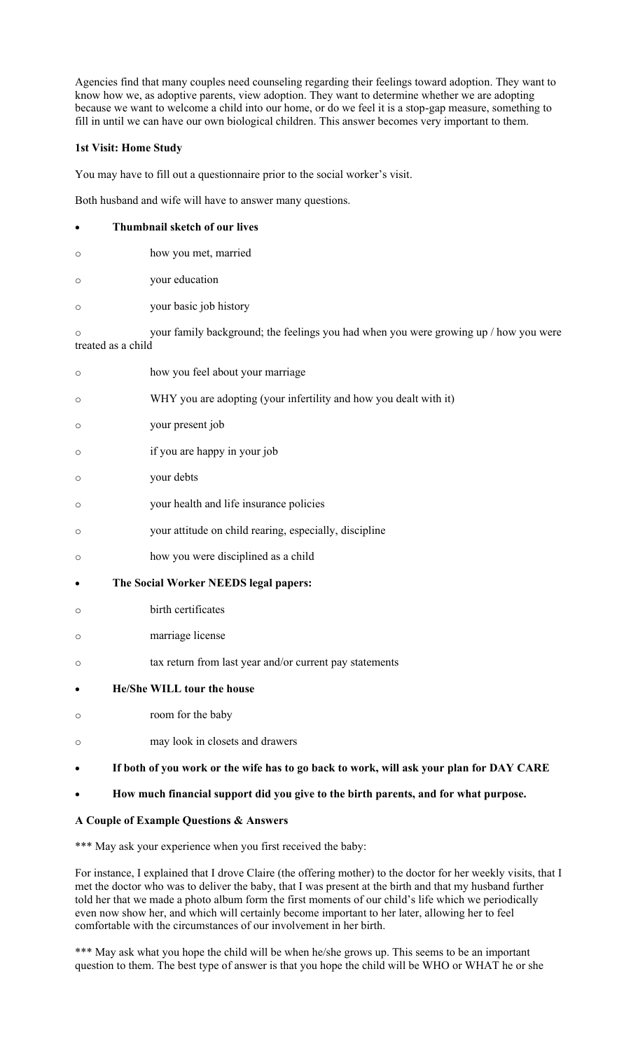Agencies find that many couples need counseling regarding their feelings toward adoption. They want to know how we, as adoptive parents, view adoption. They want to determine whether we are adopting because we want to welcome a child into our home, or do we feel it is a stop-gap measure, something to fill in until we can have our own biological children. This answer becomes very important to them.

**1st Visit: Home Study**

You may have to fill out a questionnaire prior to the social worker's visit.

Both husband and wife will have to answer many questions.

- **Thumbnail sketch of our lives**
  - how you met, married
  - your education
  - your basic job history
  - your family background; the feelings you had when you were growing up / how you were treated as a child
  - how you feel about your marriage
  - WHY you are adopting (your infertility and how you dealt with it)
  - your present job
  - if you are happy in your job
  - your debts
  - your health and life insurance policies
  - your attitude on child rearing, especially, discipline
  - how you were disciplined as a child
- **The Social Worker NEEDS legal papers:**
  - birth certificates
  - marriage license
  - tax return from last year and/or current pay statements
- **He/She WILL tour the house**
  - room for the baby
  - may look in closets and drawers
- **If both of you work or the wife has to go back to work, will ask your plan for DAY CARE**
- **How much financial support did you give to the birth parents, and for what purpose.**

**A Couple of Example Questions & Answers**

*** May ask your experience when you first received the baby:

For instance, I explained that I drove Claire (the offering mother) to the doctor for her weekly visits, that I met the doctor who was to deliver the baby, that I was present at the birth and that my husband further told her that we made a photo album form the first moments of our child's life which we periodically even now show her, and which will certainly become important to her later, allowing her to feel comfortable with the circumstances of our involvement in her birth.

*** May ask what you hope the child will be when he/she grows up. This seems to be an important question to them. The best type of answer is that you hope the child will be WHO or WHAT he or she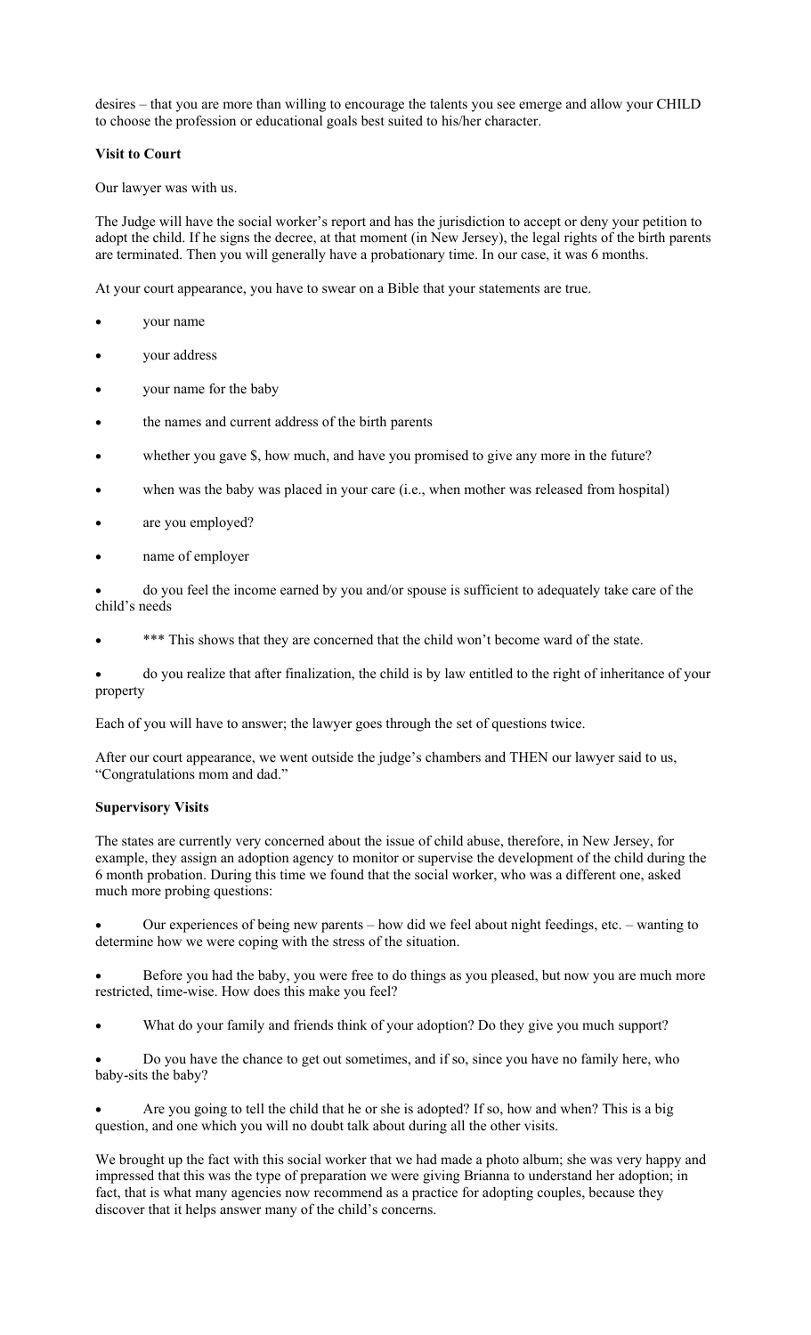desires – that you are more than willing to encourage the talents you see emerge and allow your CHILD to choose the profession or educational goals best suited to his/her character.

**Visit to Court**

Our lawyer was with us.

The Judge will have the social worker's report and has the jurisdiction to accept or deny your petition to adopt the child. If he signs the decree, at that moment (in New Jersey), the legal rights of the birth parents are terminated. Then you will generally have a probationary time. In our case, it was 6 months.

At your court appearance, you have to swear on a Bible that your statements are true.

- your name
- your address
- your name for the baby
- the names and current address of the birth parents
- whether you gave $, how much, and have you promised to give any more in the future?
- when was the baby was placed in your care (i.e., when mother was released from hospital)
- are you employed?
- name of employer
- do you feel the income earned by you and/or spouse is sufficient to adequately take care of the child's needs
- *** This shows that they are concerned that the child won't become ward of the state.
- do you realize that after finalization, the child is by law entitled to the right of inheritance of your property

Each of you will have to answer; the lawyer goes through the set of questions twice.

After our court appearance, we went outside the judge's chambers and THEN our lawyer said to us, "Congratulations mom and dad."

**Supervisory Visits**

The states are currently very concerned about the issue of child abuse, therefore, in New Jersey, for example, they assign an adoption agency to monitor or supervise the development of the child during the 6 month probation. During this time we found that the social worker, who was a different one, asked much more probing questions:

- Our experiences of being new parents – how did we feel about night feedings, etc. – wanting to determine how we were coping with the stress of the situation.
- Before you had the baby, you were free to do things as you pleased, but now you are much more restricted, time-wise. How does this make you feel?
- What do your family and friends think of your adoption? Do they give you much support?
- Do you have the chance to get out sometimes, and if so, since you have no family here, who baby-sits the baby?
- Are you going to tell the child that he or she is adopted? If so, how and when? This is a big question, and one which you will no doubt talk about during all the other visits.

We brought up the fact with this social worker that we had made a photo album; she was very happy and impressed that this was the type of preparation we were giving Brianna to understand her adoption; in fact, that is what many agencies now recommend as a practice for adopting couples, because they discover that it helps answer many of the child's concerns.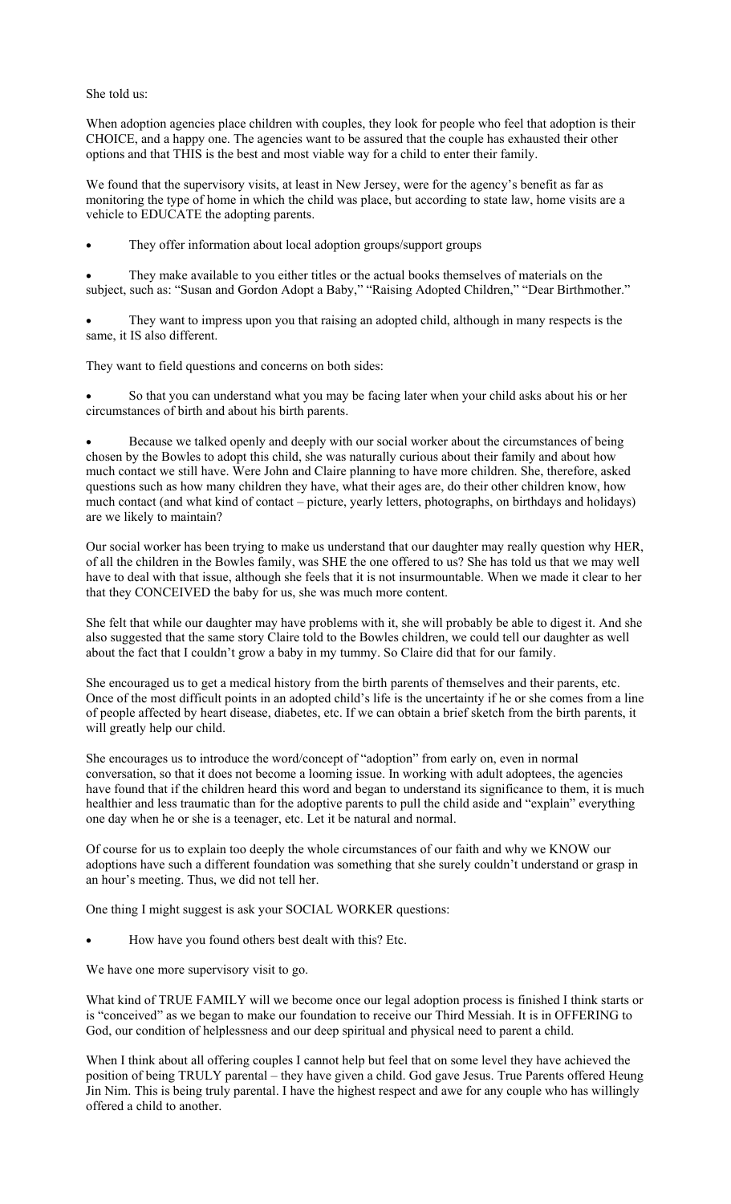She told us:

When adoption agencies place children with couples, they look for people who feel that adoption is their CHOICE, and a happy one. The agencies want to be assured that the couple has exhausted their other options and that THIS is the best and most viable way for a child to enter their family.

We found that the supervisory visits, at least in New Jersey, were for the agency's benefit as far as monitoring the type of home in which the child was place, but according to state law, home visits are a vehicle to EDUCATE the adopting parents.

- They offer information about local adoption groups/support groups
- They make available to you either titles or the actual books themselves of materials on the subject, such as: "Susan and Gordon Adopt a Baby," "Raising Adopted Children," "Dear Birthmother."
- They want to impress upon you that raising an adopted child, although in many respects is the same, it IS also different.

They want to field questions and concerns on both sides:

- So that you can understand what you may be facing later when your child asks about his or her circumstances of birth and about his birth parents.
- Because we talked openly and deeply with our social worker about the circumstances of being chosen by the Bowles to adopt this child, she was naturally curious about their family and about how much contact we still have. Were John and Claire planning to have more children. She, therefore, asked questions such as how many children they have, what their ages are, do their other children know, how much contact (and what kind of contact – picture, yearly letters, photographs, on birthdays and holidays) are we likely to maintain?

Our social worker has been trying to make us understand that our daughter may really question why HER, of all the children in the Bowles family, was SHE the one offered to us? She has told us that we may well have to deal with that issue, although she feels that it is not insurmountable. When we made it clear to her that they CONCEIVED the baby for us, she was much more content.

She felt that while our daughter may have problems with it, she will probably be able to digest it. And she also suggested that the same story Claire told to the Bowles children, we could tell our daughter as well about the fact that I couldn't grow a baby in my tummy. So Claire did that for our family.

She encouraged us to get a medical history from the birth parents of themselves and their parents, etc. Once of the most difficult points in an adopted child's life is the uncertainty if he or she comes from a line of people affected by heart disease, diabetes, etc. If we can obtain a brief sketch from the birth parents, it will greatly help our child.

She encourages us to introduce the word/concept of "adoption" from early on, even in normal conversation, so that it does not become a looming issue. In working with adult adoptees, the agencies have found that if the children heard this word and began to understand its significance to them, it is much healthier and less traumatic than for the adoptive parents to pull the child aside and "explain" everything one day when he or she is a teenager, etc. Let it be natural and normal.

Of course for us to explain too deeply the whole circumstances of our faith and why we KNOW our adoptions have such a different foundation was something that she surely couldn't understand or grasp in an hour's meeting. Thus, we did not tell her.

One thing I might suggest is ask your SOCIAL WORKER questions:

- How have you found others best dealt with this? Etc.

We have one more supervisory visit to go.

What kind of TRUE FAMILY will we become once our legal adoption process is finished I think starts or is "conceived" as we began to make our foundation to receive our Third Messiah. It is in OFFERING to God, our condition of helplessness and our deep spiritual and physical need to parent a child.

When I think about all offering couples I cannot help but feel that on some level they have achieved the position of being TRULY parental – they have given a child. God gave Jesus. True Parents offered Heung Jin Nim. This is being truly parental. I have the highest respect and awe for any couple who has willingly offered a child to another.